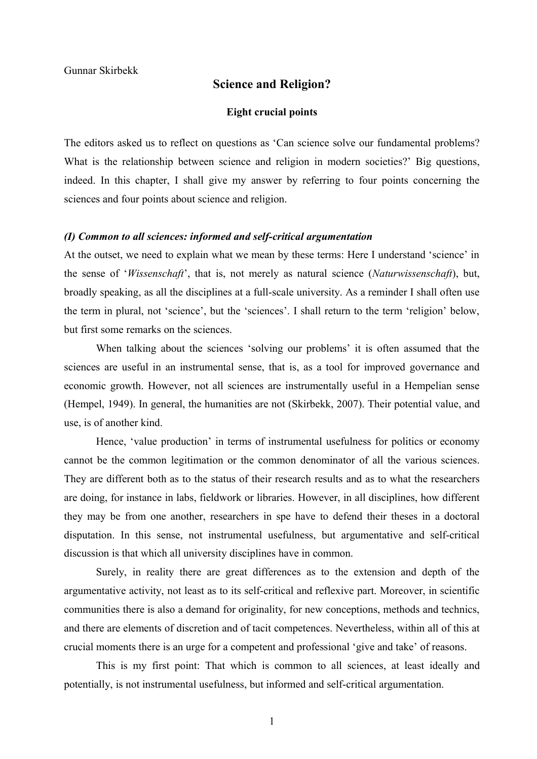Gunnar Skirbekk

# Science and Religion?

### Eight crucial points

The editors asked us to reflect on questions as 'Can science solve our fundamental problems? What is the relationship between science and religion in modern societies?' Big questions, indeed. In this chapter, I shall give my answer by referring to four points concerning the sciences and four points about science and religion.

#### *(I) Common to all sciences: informed and self-critical argumentation*

At the outset, we need to explain what we mean by these terms: Here I understand 'science' in the sense of '*Wissenschaft*', that is, not merely as natural science (*Naturwissenschaft*), but, broadly speaking, as all the disciplines at a full-scale university. As a reminder I shall often use the term in plural, not 'science', but the 'sciences'. I shall return to the term 'religion' below, but first some remarks on the sciences.

When talking about the sciences 'solving our problems' it is often assumed that the sciences are useful in an instrumental sense, that is, as a tool for improved governance and economic growth. However, not all sciences are instrumentally useful in a Hempelian sense (Hempel, 1949). In general, the humanities are not (Skirbekk, 2007). Their potential value, and use, is of another kind.

Hence, 'value production' in terms of instrumental usefulness for politics or economy cannot be the common legitimation or the common denominator of all the various sciences. They are different both as to the status of their research results and as to what the researchers are doing, for instance in labs, fieldwork or libraries. However, in all disciplines, how different they may be from one another, researchers in spe have to defend their theses in a doctoral disputation. In this sense, not instrumental usefulness, but argumentative and self-critical discussion is that which all university disciplines have in common.

Surely, in reality there are great differences as to the extension and depth of the argumentative activity, not least as to its self-critical and reflexive part. Moreover, in scientific communities there is also a demand for originality, for new conceptions, methods and technics, and there are elements of discretion and of tacit competences. Nevertheless, within all of this at crucial moments there is an urge for a competent and professional 'give and take' of reasons.

This is my first point: That which is common to all sciences, at least ideally and potentially, is not instrumental usefulness, but informed and self-critical argumentation.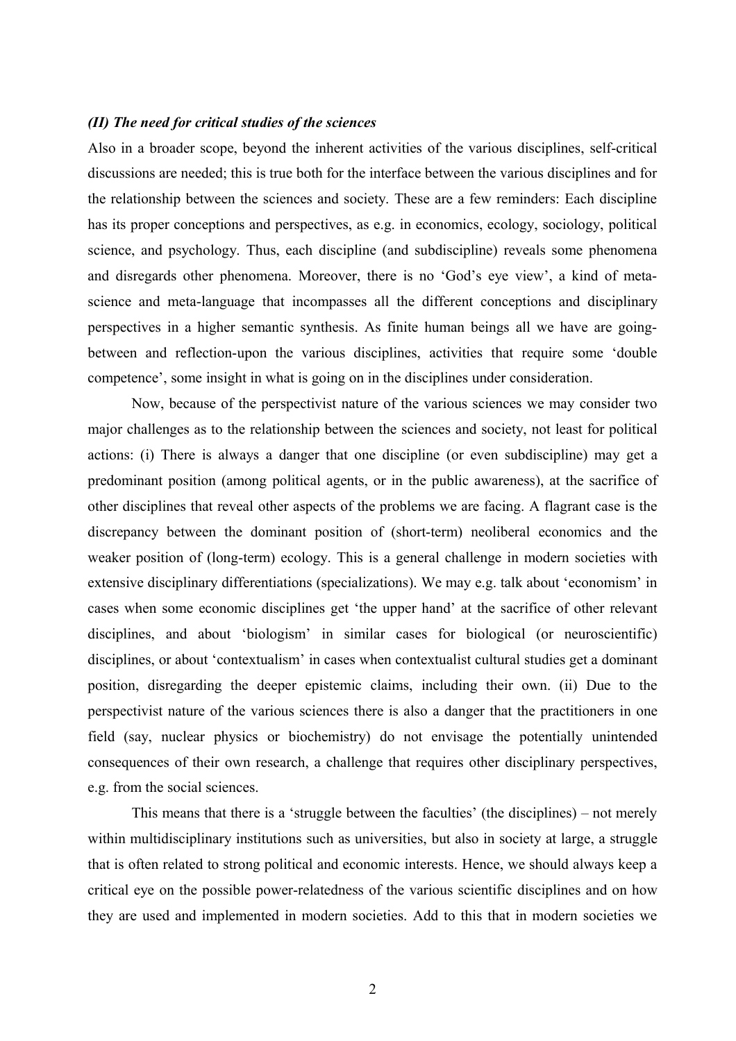### *(II) The need for critical studies of the sciences*

Also in a broader scope, beyond the inherent activities of the various disciplines, self-critical discussions are needed; this is true both for the interface between the various disciplines and for the relationship between the sciences and society. These are a few reminders: Each discipline has its proper conceptions and perspectives, as e.g. in economics, ecology, sociology, political science, and psychology. Thus, each discipline (and subdiscipline) reveals some phenomena and disregards other phenomena. Moreover, there is no 'God's eye view', a kind of meta-science and meta-language that incompasses all the different conceptions and disciplinary perspectives in a higher semantic synthesis. As finite human beings all we have are going-between and reflection-upon the various disciplines, activities that require some 'double competence', some insight in what is going on in the disciplines under consideration.

Now, because of the perspectivist nature of the various sciences we may consider two major challenges as to the relationship between the sciences and society, not least for political actions: (i) There is always a danger that one discipline (or even subdiscipline) may get a predominant position (among political agents, or in the public awareness), at the sacrifice of other disciplines that reveal other aspects of the problems we are facing. A flagrant case is the discrepancy between the dominant position of (short-term) neoliberal economics and the weaker position of (long-term) ecology. This is a general challenge in modern societies with extensive disciplinary differentiations (specializations). We may e.g. talk about 'economism' in cases when some economic disciplines get 'the upper hand' at the sacrifice of other relevant disciplines, and about 'biologism' in similar cases for biological (or neuroscientific) disciplines, or about 'contextualism' in cases when contextualist cultural studies get a dominant position, disregarding the deeper epistemic claims, including their own. (ii) Due to the perspectivist nature of the various sciences there is also a danger that the practitioners in one field (say, nuclear physics or biochemistry) do not envisage the potentially unintended consequences of their own research, a challenge that requires other disciplinary perspectives, e.g. from the social sciences.

This means that there is a 'struggle between the faculties' (the disciplines) – not merely within multidisciplinary institutions such as universities, but also in society at large, a struggle that is often related to strong political and economic interests. Hence, we should always keep a critical eye on the possible power-relatedness of the various scientific disciplines and on how they are used and implemented in modern societies. Add to this that in modern societies we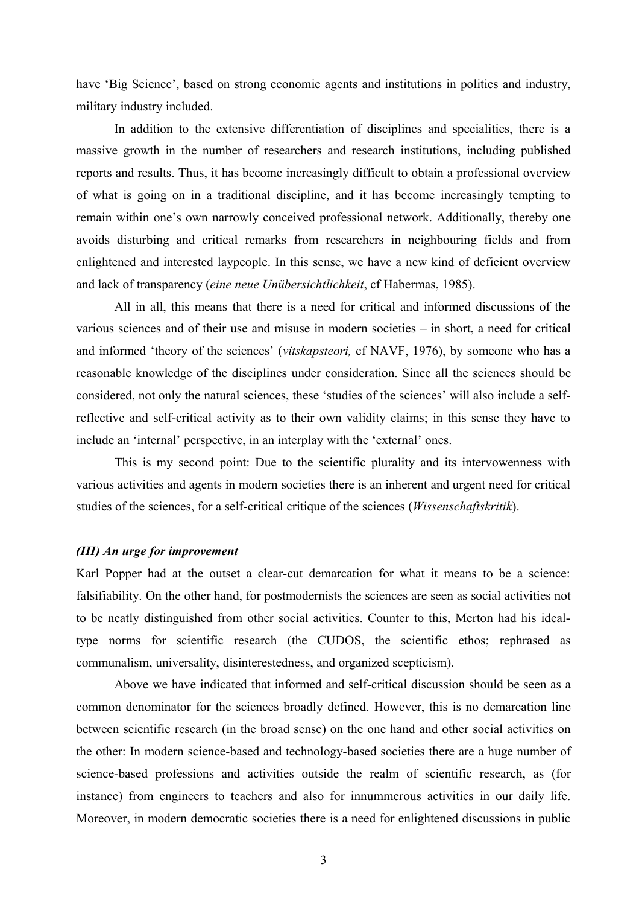have 'Big Science', based on strong economic agents and institutions in politics and industry, military industry included.

In addition to the extensive differentiation of disciplines and specialities, there is a massive growth in the number of researchers and research institutions, including published reports and results. Thus, it has become increasingly difficult to obtain a professional overview of what is going on in a traditional discipline, and it has become increasingly tempting to remain within one's own narrowly conceived professional network. Additionally, thereby one avoids disturbing and critical remarks from researchers in neighbouring fields and from enlightened and interested laypeople. In this sense, we have a new kind of deficient overview and lack of transparency (*eine neue Unübersichtlichkeit*, cf Habermas, 1985).

All in all, this means that there is a need for critical and informed discussions of the various sciences and of their use and misuse in modern societies – in short, a need for critical and informed 'theory of the sciences' (*vitskapsteori,* cf NAVF, 1976), by someone who has a reasonable knowledge of the disciplines under consideration. Since all the sciences should be considered, not only the natural sciences, these 'studies of the sciences' will also include a self-reflective and self-critical activity as to their own validity claims; in this sense they have to include an 'internal' perspective, in an interplay with the 'external' ones.

This is my second point: Due to the scientific plurality and its intervowenness with various activities and agents in modern societies there is an inherent and urgent need for critical studies of the sciences, for a self-critical critique of the sciences (*Wissenschaftskritik*).

### *(III) An urge for improvement*

Karl Popper had at the outset a clear-cut demarcation for what it means to be a science: falsifiability. On the other hand, for postmodernists the sciences are seen as social activities not to be neatly distinguished from other social activities. Counter to this, Merton had his ideal-type norms for scientific research (the CUDOS, the scientific ethos; rephrased as communalism, universality, disinterestedness, and organized scepticism).

Above we have indicated that informed and self-critical discussion should be seen as a common denominator for the sciences broadly defined. However, this is no demarcation line between scientific research (in the broad sense) on the one hand and other social activities on the other: In modern science-based and technology-based societies there are a huge number of science-based professions and activities outside the realm of scientific research, as (for instance) from engineers to teachers and also for innummerous activities in our daily life. Moreover, in modern democratic societies there is a need for enlightened discussions in public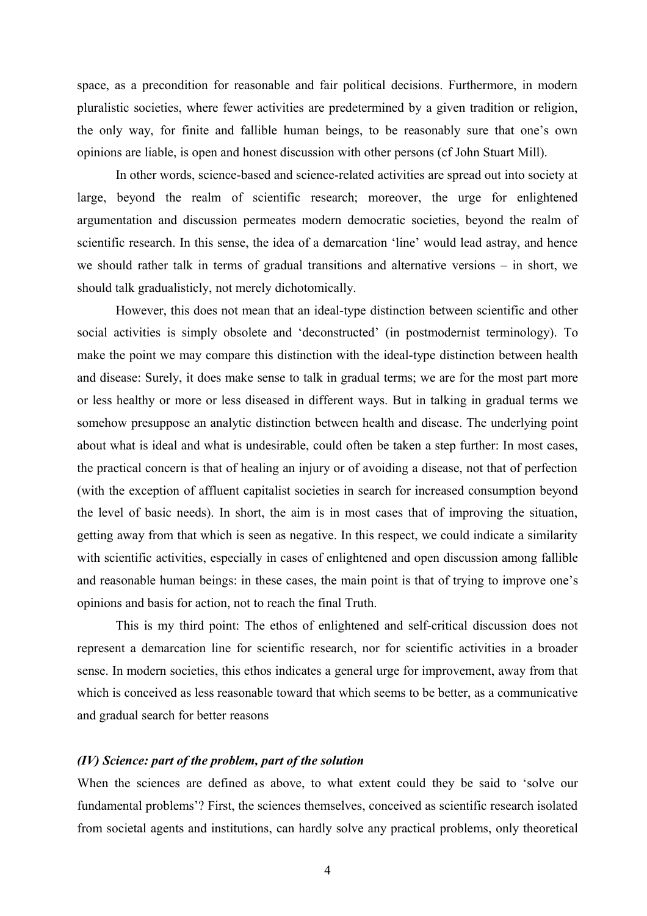space, as a precondition for reasonable and fair political decisions. Furthermore, in modern pluralistic societies, where fewer activities are predetermined by a given tradition or religion, the only way, for finite and fallible human beings, to be reasonably sure that one's own opinions are liable, is open and honest discussion with other persons (cf John Stuart Mill).

In other words, science-based and science-related activities are spread out into society at large, beyond the realm of scientific research; moreover, the urge for enlightened argumentation and discussion permeates modern democratic societies, beyond the realm of scientific research. In this sense, the idea of a demarcation 'line' would lead astray, and hence we should rather talk in terms of gradual transitions and alternative versions – in short, we should talk gradualisticly, not merely dichotomically.

However, this does not mean that an ideal-type distinction between scientific and other social activities is simply obsolete and 'deconstructed' (in postmodernist terminology). To make the point we may compare this distinction with the ideal-type distinction between health and disease: Surely, it does make sense to talk in gradual terms; we are for the most part more or less healthy or more or less diseased in different ways. But in talking in gradual terms we somehow presuppose an analytic distinction between health and disease. The underlying point about what is ideal and what is undesirable, could often be taken a step further: In most cases, the practical concern is that of healing an injury or of avoiding a disease, not that of perfection (with the exception of affluent capitalist societies in search for increased consumption beyond the level of basic needs). In short, the aim is in most cases that of improving the situation, getting away from that which is seen as negative. In this respect, we could indicate a similarity with scientific activities, especially in cases of enlightened and open discussion among fallible and reasonable human beings: in these cases, the main point is that of trying to improve one's opinions and basis for action, not to reach the final Truth.

This is my third point: The ethos of enlightened and self-critical discussion does not represent a demarcation line for scientific research, nor for scientific activities in a broader sense. In modern societies, this ethos indicates a general urge for improvement, away from that which is conceived as less reasonable toward that which seems to be better, as a communicative and gradual search for better reasons

### *(IV) Science: part of the problem, part of the solution*

When the sciences are defined as above, to what extent could they be said to 'solve our fundamental problems'? First, the sciences themselves, conceived as scientific research isolated from societal agents and institutions, can hardly solve any practical problems, only theoretical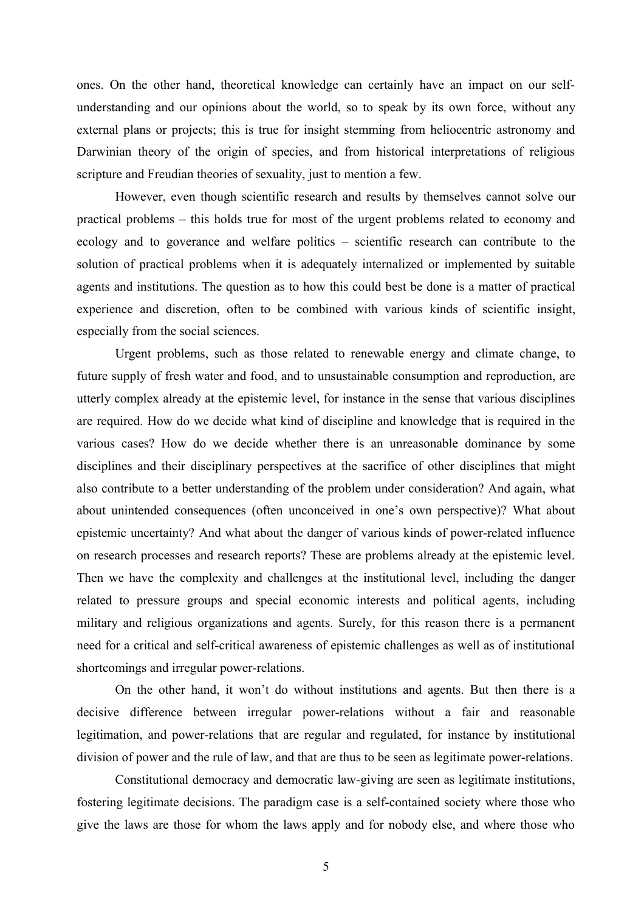ones. On the other hand, theoretical knowledge can certainly have an impact on our self-understanding and our opinions about the world, so to speak by its own force, without any external plans or projects; this is true for insight stemming from heliocentric astronomy and Darwinian theory of the origin of species, and from historical interpretations of religious scripture and Freudian theories of sexuality, just to mention a few.

However, even though scientific research and results by themselves cannot solve our practical problems – this holds true for most of the urgent problems related to economy and ecology and to goverance and welfare politics – scientific research can contribute to the solution of practical problems when it is adequately internalized or implemented by suitable agents and institutions. The question as to how this could best be done is a matter of practical experience and discretion, often to be combined with various kinds of scientific insight, especially from the social sciences.

Urgent problems, such as those related to renewable energy and climate change, to future supply of fresh water and food, and to unsustainable consumption and reproduction, are utterly complex already at the epistemic level, for instance in the sense that various disciplines are required. How do we decide what kind of discipline and knowledge that is required in the various cases? How do we decide whether there is an unreasonable dominance by some disciplines and their disciplinary perspectives at the sacrifice of other disciplines that might also contribute to a better understanding of the problem under consideration? And again, what about unintended consequences (often unconceived in one's own perspective)? What about epistemic uncertainty? And what about the danger of various kinds of power-related influence on research processes and research reports? These are problems already at the epistemic level. Then we have the complexity and challenges at the institutional level, including the danger related to pressure groups and special economic interests and political agents, including military and religious organizations and agents. Surely, for this reason there is a permanent need for a critical and self-critical awareness of epistemic challenges as well as of institutional shortcomings and irregular power-relations.

On the other hand, it won't do without institutions and agents. But then there is a decisive difference between irregular power-relations without a fair and reasonable legitimation, and power-relations that are regular and regulated, for instance by institutional division of power and the rule of law, and that are thus to be seen as legitimate power-relations.

Constitutional democracy and democratic law-giving are seen as legitimate institutions, fostering legitimate decisions. The paradigm case is a self-contained society where those who give the laws are those for whom the laws apply and for nobody else, and where those who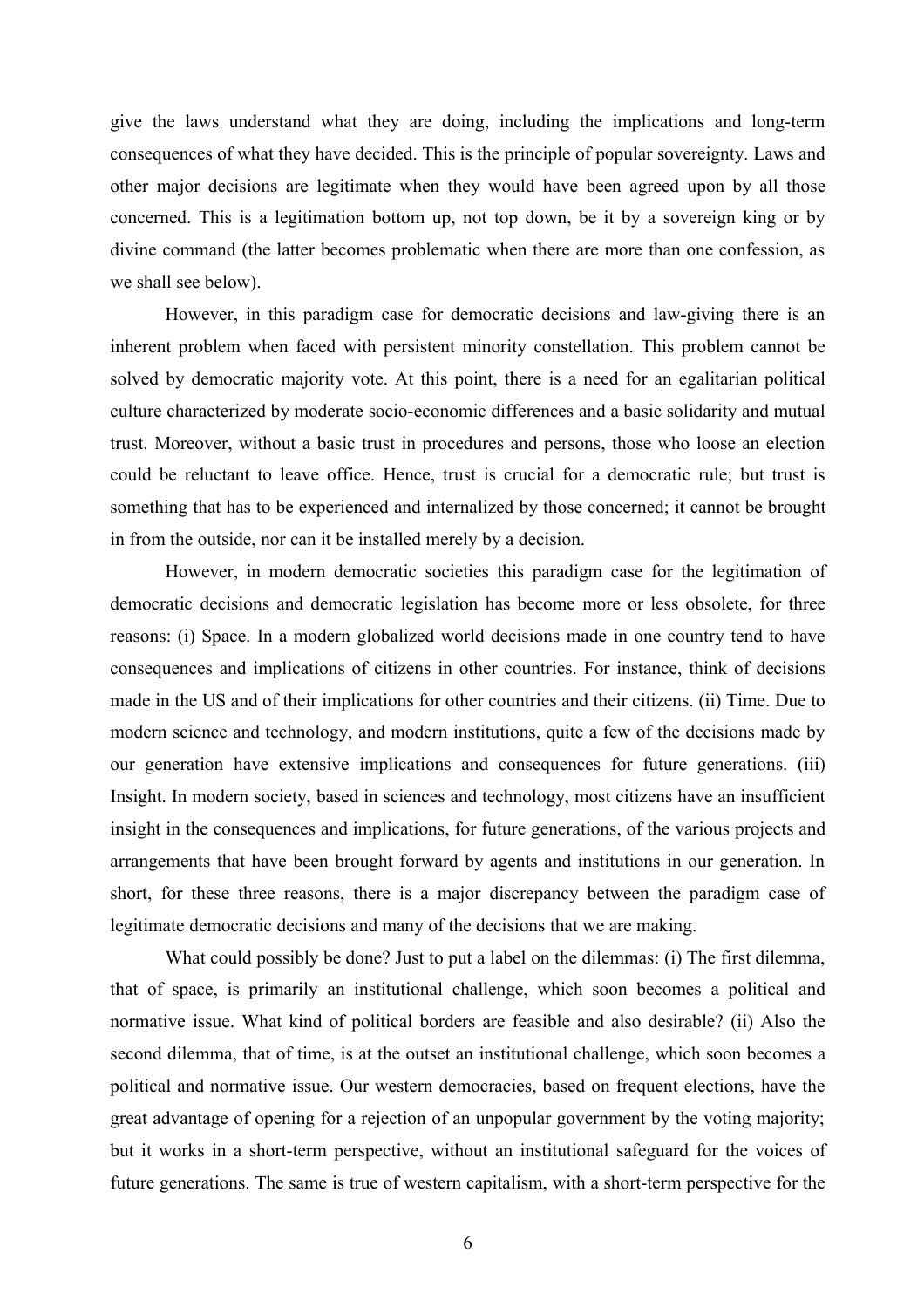give the laws understand what they are doing, including the implications and long-term consequences of what they have decided. This is the principle of popular sovereignty. Laws and other major decisions are legitimate when they would have been agreed upon by all those concerned. This is a legitimation bottom up, not top down, be it by a sovereign king or by divine command (the latter becomes problematic when there are more than one confession, as we shall see below).

However, in this paradigm case for democratic decisions and law-giving there is an inherent problem when faced with persistent minority constellation. This problem cannot be solved by democratic majority vote. At this point, there is a need for an egalitarian political culture characterized by moderate socio-economic differences and a basic solidarity and mutual trust. Moreover, without a basic trust in procedures and persons, those who loose an election could be reluctant to leave office. Hence, trust is crucial for a democratic rule; but trust is something that has to be experienced and internalized by those concerned; it cannot be brought in from the outside, nor can it be installed merely by a decision.

However, in modern democratic societies this paradigm case for the legitimation of democratic decisions and democratic legislation has become more or less obsolete, for three reasons: (i) Space. In a modern globalized world decisions made in one country tend to have consequences and implications of citizens in other countries. For instance, think of decisions made in the US and of their implications for other countries and their citizens. (ii) Time. Due to modern science and technology, and modern institutions, quite a few of the decisions made by our generation have extensive implications and consequences for future generations. (iii) Insight. In modern society, based in sciences and technology, most citizens have an insufficient insight in the consequences and implications, for future generations, of the various projects and arrangements that have been brought forward by agents and institutions in our generation. In short, for these three reasons, there is a major discrepancy between the paradigm case of legitimate democratic decisions and many of the decisions that we are making.

What could possibly be done? Just to put a label on the dilemmas: (i) The first dilemma, that of space, is primarily an institutional challenge, which soon becomes a political and normative issue. What kind of political borders are feasible and also desirable? (ii) Also the second dilemma, that of time, is at the outset an institutional challenge, which soon becomes a political and normative issue. Our western democracies, based on frequent elections, have the great advantage of opening for a rejection of an unpopular government by the voting majority; but it works in a short-term perspective, without an institutional safeguard for the voices of future generations. The same is true of western capitalism, with a short-term perspective for the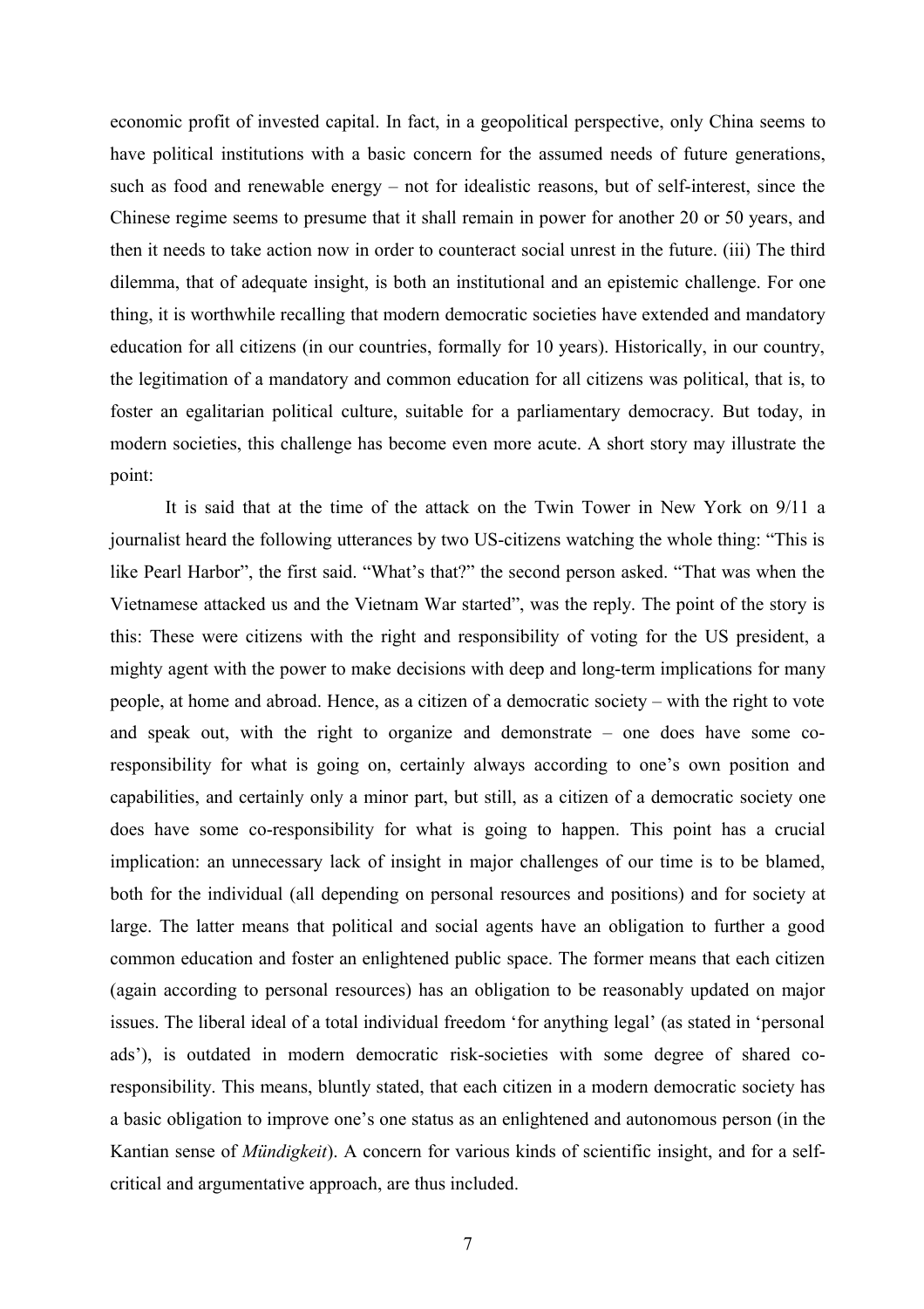economic profit of invested capital. In fact, in a geopolitical perspective, only China seems to have political institutions with a basic concern for the assumed needs of future generations, such as food and renewable energy – not for idealistic reasons, but of self-interest, since the Chinese regime seems to presume that it shall remain in power for another 20 or 50 years, and then it needs to take action now in order to counteract social unrest in the future. (iii) The third dilemma, that of adequate insight, is both an institutional and an epistemic challenge. For one thing, it is worthwhile recalling that modern democratic societies have extended and mandatory education for all citizens (in our countries, formally for 10 years). Historically, in our country, the legitimation of a mandatory and common education for all citizens was political, that is, to foster an egalitarian political culture, suitable for a parliamentary democracy. But today, in modern societies, this challenge has become even more acute. A short story may illustrate the point:

It is said that at the time of the attack on the Twin Tower in New York on 9/11 a journalist heard the following utterances by two US-citizens watching the whole thing: "This is like Pearl Harbor", the first said. "What's that?" the second person asked. "That was when the Vietnamese attacked us and the Vietnam War started", was the reply. The point of the story is this: These were citizens with the right and responsibility of voting for the US president, a mighty agent with the power to make decisions with deep and long-term implications for many people, at home and abroad. Hence, as a citizen of a democratic society – with the right to vote and speak out, with the right to organize and demonstrate – one does have some co-responsibility for what is going on, certainly always according to one's own position and capabilities, and certainly only a minor part, but still, as a citizen of a democratic society one does have some co-responsibility for what is going to happen. This point has a crucial implication: an unnecessary lack of insight in major challenges of our time is to be blamed, both for the individual (all depending on personal resources and positions) and for society at large. The latter means that political and social agents have an obligation to further a good common education and foster an enlightened public space. The former means that each citizen (again according to personal resources) has an obligation to be reasonably updated on major issues. The liberal ideal of a total individual freedom 'for anything legal' (as stated in 'personal ads'), is outdated in modern democratic risk-societies with some degree of shared co-responsibility. This means, bluntly stated, that each citizen in a modern democratic society has a basic obligation to improve one's one status as an enlightened and autonomous person (in the Kantian sense of *Mündigkeit*). A concern for various kinds of scientific insight, and for a self-critical and argumentative approach, are thus included.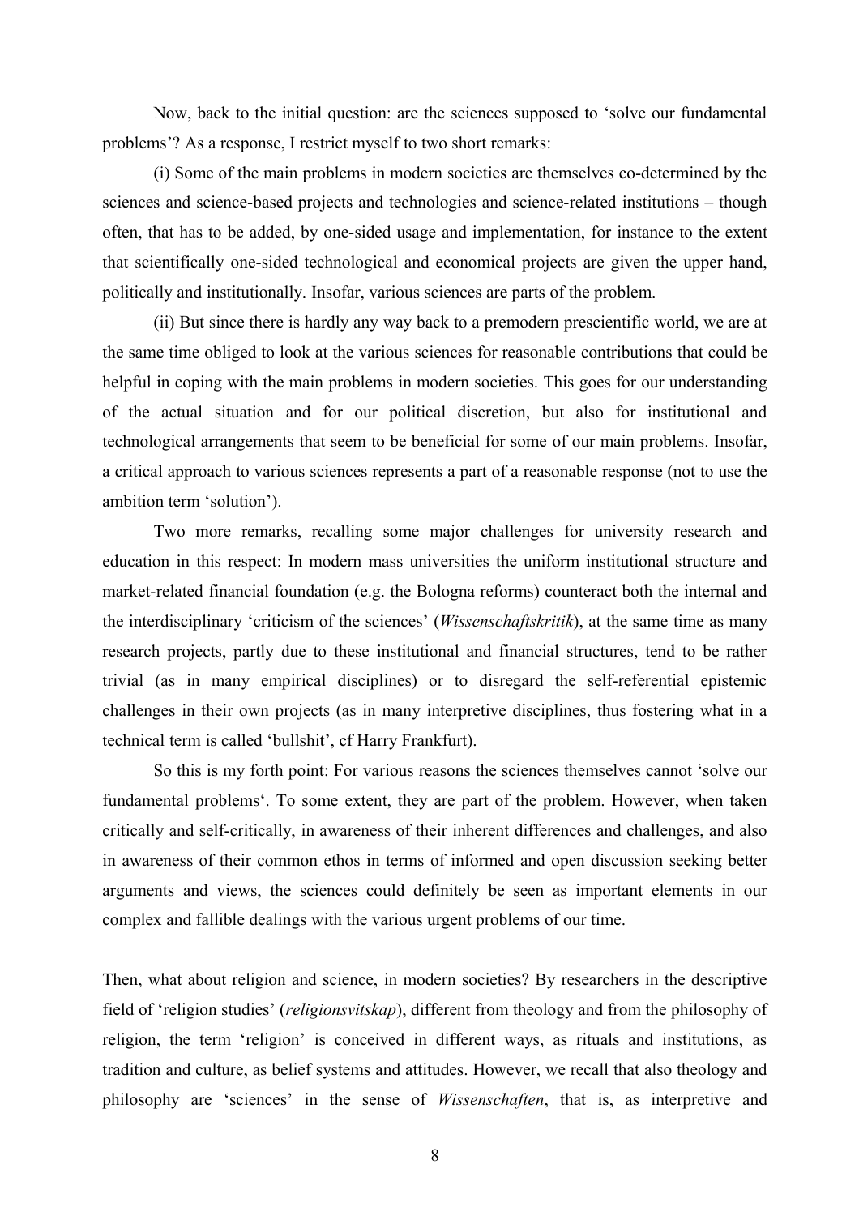Now, back to the initial question: are the sciences supposed to 'solve our fundamental problems'? As a response, I restrict myself to two short remarks:

(i) Some of the main problems in modern societies are themselves co-determined by the sciences and science-based projects and technologies and science-related institutions – though often, that has to be added, by one-sided usage and implementation, for instance to the extent that scientifically one-sided technological and economical projects are given the upper hand, politically and institutionally. Insofar, various sciences are parts of the problem.

(ii) But since there is hardly any way back to a premodern prescientific world, we are at the same time obliged to look at the various sciences for reasonable contributions that could be helpful in coping with the main problems in modern societies. This goes for our understanding of the actual situation and for our political discretion, but also for institutional and technological arrangements that seem to be beneficial for some of our main problems. Insofar, a critical approach to various sciences represents a part of a reasonable response (not to use the ambition term 'solution').

Two more remarks, recalling some major challenges for university research and education in this respect: In modern mass universities the uniform institutional structure and market-related financial foundation (e.g. the Bologna reforms) counteract both the internal and the interdisciplinary 'criticism of the sciences' (*Wissenschaftskritik*), at the same time as many research projects, partly due to these institutional and financial structures, tend to be rather trivial (as in many empirical disciplines) or to disregard the self-referential epistemic challenges in their own projects (as in many interpretive disciplines, thus fostering what in a technical term is called 'bullshit', cf Harry Frankfurt).

So this is my forth point: For various reasons the sciences themselves cannot 'solve our fundamental problems'. To some extent, they are part of the problem. However, when taken critically and self-critically, in awareness of their inherent differences and challenges, and also in awareness of their common ethos in terms of informed and open discussion seeking better arguments and views, the sciences could definitely be seen as important elements in our complex and fallible dealings with the various urgent problems of our time.

Then, what about religion and science, in modern societies? By researchers in the descriptive field of 'religion studies' (*religionsvitskap*), different from theology and from the philosophy of religion, the term 'religion' is conceived in different ways, as rituals and institutions, as tradition and culture, as belief systems and attitudes. However, we recall that also theology and philosophy are 'sciences' in the sense of *Wissenschaften*, that is, as interpretive and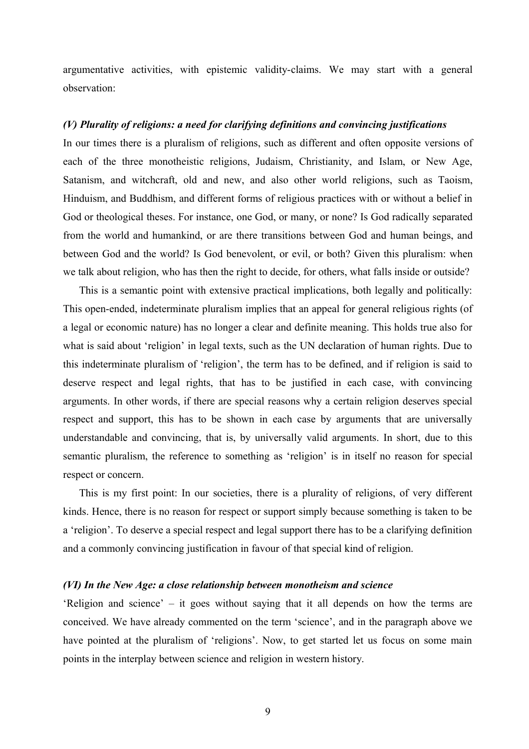argumentative activities, with epistemic validity-claims. We may start with a general observation:

### *(V) Plurality of religions: a need for clarifying definitions and convincing justifications*

In our times there is a pluralism of religions, such as different and often opposite versions of each of the three monotheistic religions, Judaism, Christianity, and Islam, or New Age, Satanism, and witchcraft, old and new, and also other world religions, such as Taoism, Hinduism, and Buddhism, and different forms of religious practices with or without a belief in God or theological theses. For instance, one God, or many, or none? Is God radically separated from the world and humankind, or are there transitions between God and human beings, and between God and the world? Is God benevolent, or evil, or both? Given this pluralism: when we talk about religion, who has then the right to decide, for others, what falls inside or outside?

This is a semantic point with extensive practical implications, both legally and politically: This open-ended, indeterminate pluralism implies that an appeal for general religious rights (of a legal or economic nature) has no longer a clear and definite meaning. This holds true also for what is said about 'religion' in legal texts, such as the UN declaration of human rights. Due to this indeterminate pluralism of 'religion', the term has to be defined, and if religion is said to deserve respect and legal rights, that has to be justified in each case, with convincing arguments. In other words, if there are special reasons why a certain religion deserves special respect and support, this has to be shown in each case by arguments that are universally understandable and convincing, that is, by universally valid arguments. In short, due to this semantic pluralism, the reference to something as 'religion' is in itself no reason for special respect or concern.

This is my first point: In our societies, there is a plurality of religions, of very different kinds. Hence, there is no reason for respect or support simply because something is taken to be a 'religion'. To deserve a special respect and legal support there has to be a clarifying definition and a commonly convincing justification in favour of that special kind of religion.

### *(VI) In the New Age: a close relationship between monotheism and science*

'Religion and science' – it goes without saying that it all depends on how the terms are conceived. We have already commented on the term 'science', and in the paragraph above we have pointed at the pluralism of 'religions'. Now, to get started let us focus on some main points in the interplay between science and religion in western history.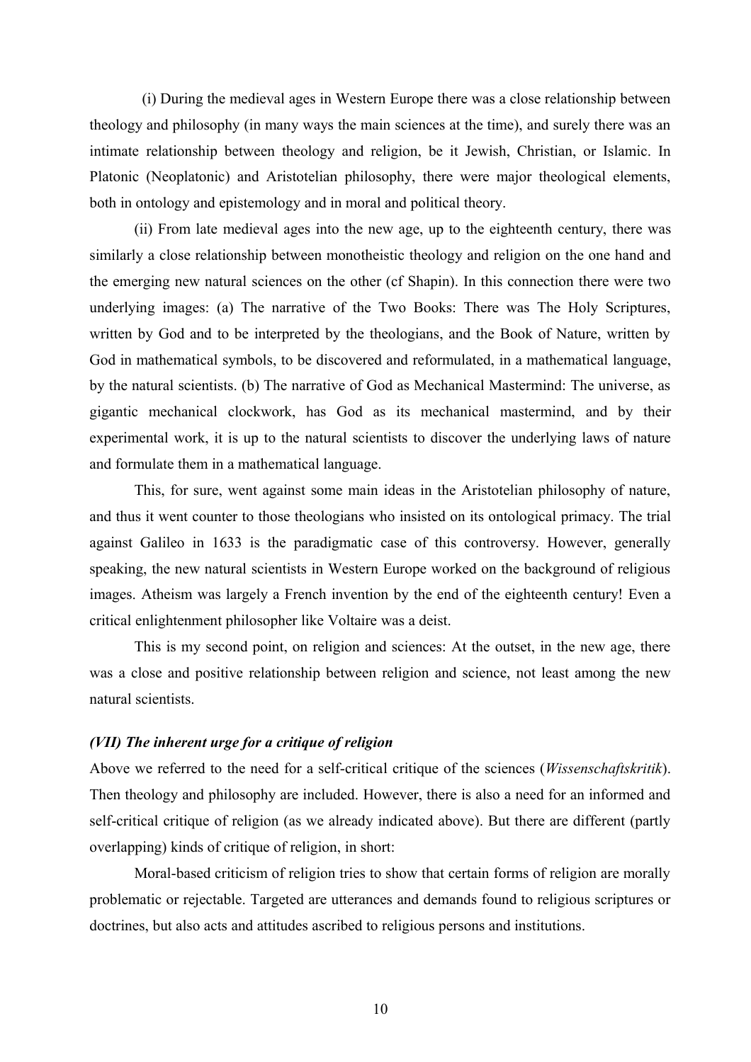(i) During the medieval ages in Western Europe there was a close relationship between theology and philosophy (in many ways the main sciences at the time), and surely there was an intimate relationship between theology and religion, be it Jewish, Christian, or Islamic. In Platonic (Neoplatonic) and Aristotelian philosophy, there were major theological elements, both in ontology and epistemology and in moral and political theory.

(ii) From late medieval ages into the new age, up to the eighteenth century, there was similarly a close relationship between monotheistic theology and religion on the one hand and the emerging new natural sciences on the other (cf Shapin). In this connection there were two underlying images: (a) The narrative of the Two Books: There was The Holy Scriptures, written by God and to be interpreted by the theologians, and the Book of Nature, written by God in mathematical symbols, to be discovered and reformulated, in a mathematical language, by the natural scientists. (b) The narrative of God as Mechanical Mastermind: The universe, as gigantic mechanical clockwork, has God as its mechanical mastermind, and by their experimental work, it is up to the natural scientists to discover the underlying laws of nature and formulate them in a mathematical language.

This, for sure, went against some main ideas in the Aristotelian philosophy of nature, and thus it went counter to those theologians who insisted on its ontological primacy. The trial against Galileo in 1633 is the paradigmatic case of this controversy. However, generally speaking, the new natural scientists in Western Europe worked on the background of religious images. Atheism was largely a French invention by the end of the eighteenth century! Even a critical enlightenment philosopher like Voltaire was a deist.

This is my second point, on religion and sciences: At the outset, in the new age, there was a close and positive relationship between religion and science, not least among the new natural scientists.

### *(VII) The inherent urge for a critique of religion*

Above we referred to the need for a self-critical critique of the sciences (*Wissenschaftskritik*). Then theology and philosophy are included. However, there is also a need for an informed and self-critical critique of religion (as we already indicated above). But there are different (partly overlapping) kinds of critique of religion, in short:

Moral-based criticism of religion tries to show that certain forms of religion are morally problematic or rejectable. Targeted are utterances and demands found to religious scriptures or doctrines, but also acts and attitudes ascribed to religious persons and institutions.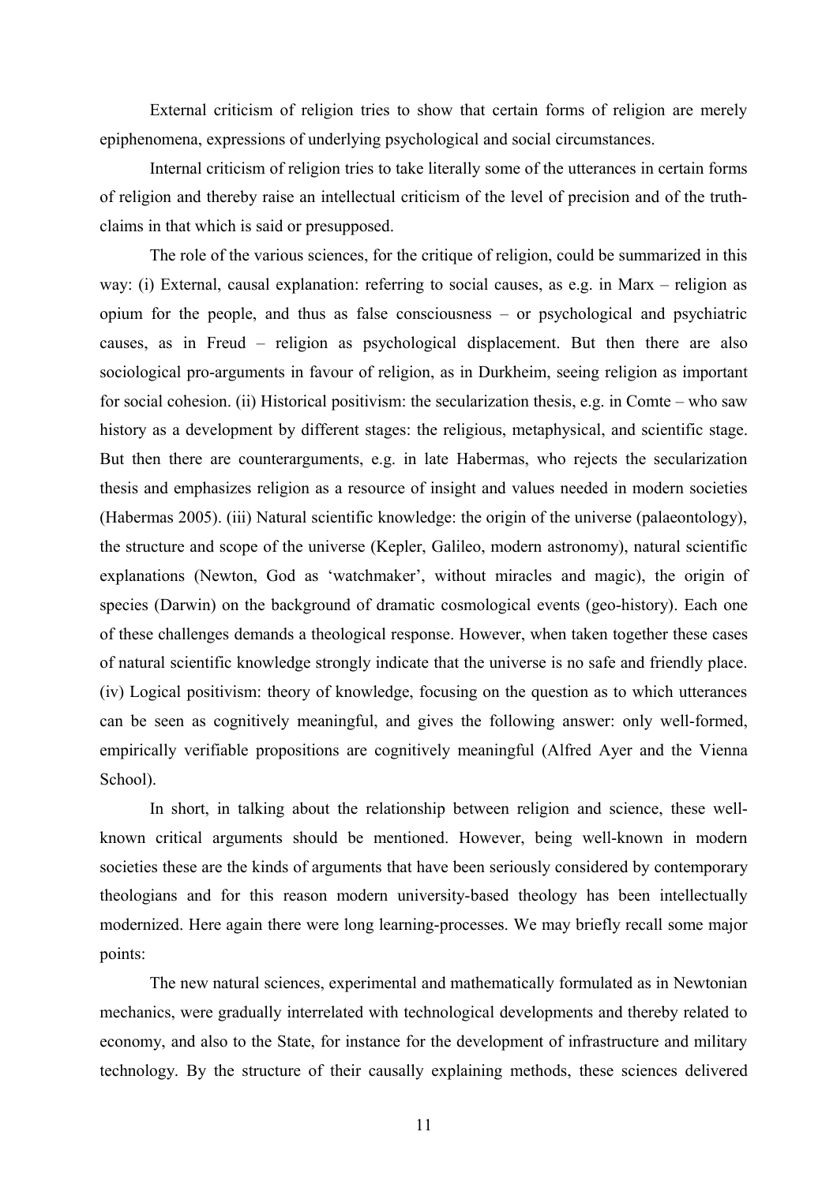External criticism of religion tries to show that certain forms of religion are merely epiphenomena, expressions of underlying psychological and social circumstances.

Internal criticism of religion tries to take literally some of the utterances in certain forms of religion and thereby raise an intellectual criticism of the level of precision and of the truth-claims in that which is said or presupposed.

The role of the various sciences, for the critique of religion, could be summarized in this way: (i) External, causal explanation: referring to social causes, as e.g. in Marx – religion as opium for the people, and thus as false consciousness – or psychological and psychiatric causes, as in Freud – religion as psychological displacement. But then there are also sociological pro-arguments in favour of religion, as in Durkheim, seeing religion as important for social cohesion. (ii) Historical positivism: the secularization thesis, e.g. in Comte – who saw history as a development by different stages: the religious, metaphysical, and scientific stage. But then there are counterarguments, e.g. in late Habermas, who rejects the secularization thesis and emphasizes religion as a resource of insight and values needed in modern societies (Habermas 2005). (iii) Natural scientific knowledge: the origin of the universe (palaeontology), the structure and scope of the universe (Kepler, Galileo, modern astronomy), natural scientific explanations (Newton, God as 'watchmaker', without miracles and magic), the origin of species (Darwin) on the background of dramatic cosmological events (geo-history). Each one of these challenges demands a theological response. However, when taken together these cases of natural scientific knowledge strongly indicate that the universe is no safe and friendly place. (iv) Logical positivism: theory of knowledge, focusing on the question as to which utterances can be seen as cognitively meaningful, and gives the following answer: only well-formed, empirically verifiable propositions are cognitively meaningful (Alfred Ayer and the Vienna School).

In short, in talking about the relationship between religion and science, these well-known critical arguments should be mentioned. However, being well-known in modern societies these are the kinds of arguments that have been seriously considered by contemporary theologians and for this reason modern university-based theology has been intellectually modernized. Here again there were long learning-processes. We may briefly recall some major points:

The new natural sciences, experimental and mathematically formulated as in Newtonian mechanics, were gradually interrelated with technological developments and thereby related to economy, and also to the State, for instance for the development of infrastructure and military technology. By the structure of their causally explaining methods, these sciences delivered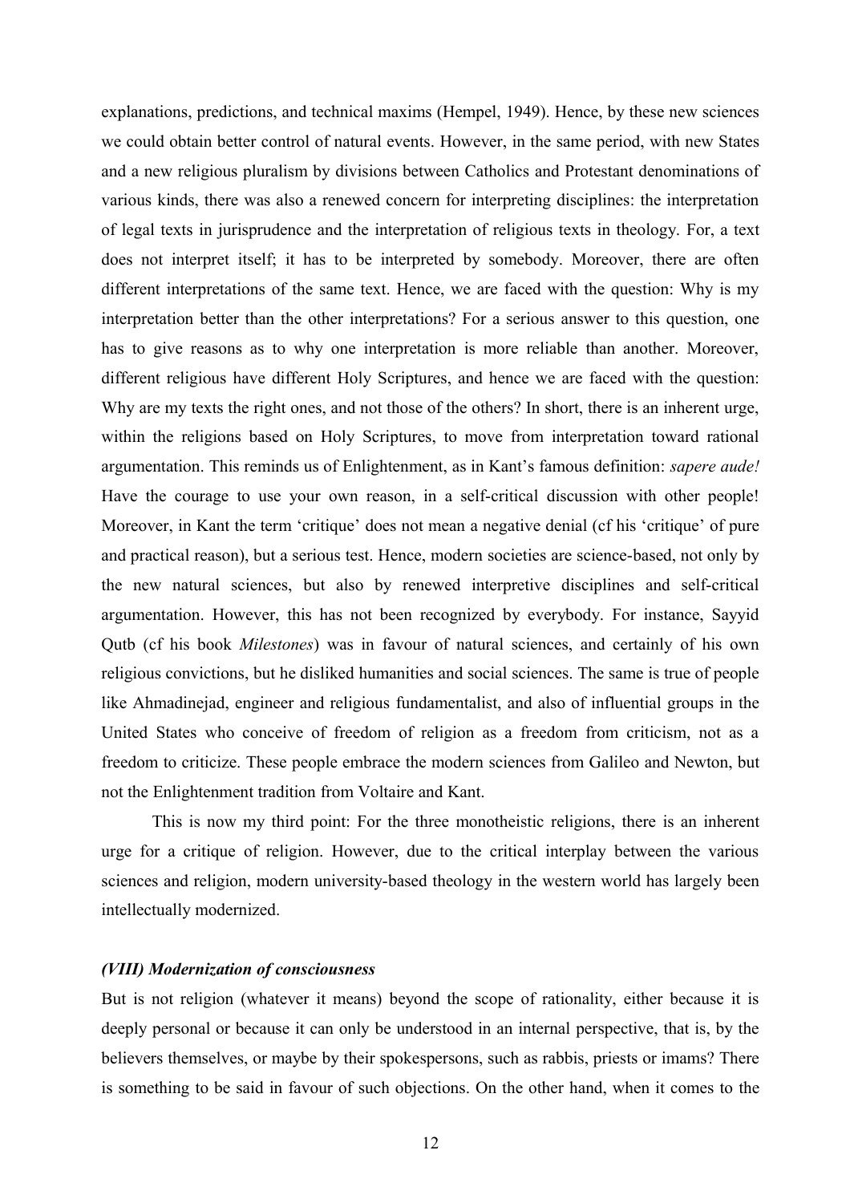explanations, predictions, and technical maxims (Hempel, 1949). Hence, by these new sciences we could obtain better control of natural events. However, in the same period, with new States and a new religious pluralism by divisions between Catholics and Protestant denominations of various kinds, there was also a renewed concern for interpreting disciplines: the interpretation of legal texts in jurisprudence and the interpretation of religious texts in theology. For, a text does not interpret itself; it has to be interpreted by somebody. Moreover, there are often different interpretations of the same text. Hence, we are faced with the question: Why is my interpretation better than the other interpretations? For a serious answer to this question, one has to give reasons as to why one interpretation is more reliable than another. Moreover, different religious have different Holy Scriptures, and hence we are faced with the question: Why are my texts the right ones, and not those of the others? In short, there is an inherent urge, within the religions based on Holy Scriptures, to move from interpretation toward rational argumentation. This reminds us of Enlightenment, as in Kant's famous definition: *sapere aude!* Have the courage to use your own reason, in a self-critical discussion with other people! Moreover, in Kant the term 'critique' does not mean a negative denial (cf his 'critique' of pure and practical reason), but a serious test. Hence, modern societies are science-based, not only by the new natural sciences, but also by renewed interpretive disciplines and self-critical argumentation. However, this has not been recognized by everybody. For instance, Sayyid Qutb (cf his book *Milestones*) was in favour of natural sciences, and certainly of his own religious convictions, but he disliked humanities and social sciences. The same is true of people like Ahmadinejad, engineer and religious fundamentalist, and also of influential groups in the United States who conceive of freedom of religion as a freedom from criticism, not as a freedom to criticize. These people embrace the modern sciences from Galileo and Newton, but not the Enlightenment tradition from Voltaire and Kant.

This is now my third point: For the three monotheistic religions, there is an inherent urge for a critique of religion. However, due to the critical interplay between the various sciences and religion, modern university-based theology in the western world has largely been intellectually modernized.

### *(VIII) Modernization of consciousness*

But is not religion (whatever it means) beyond the scope of rationality, either because it is deeply personal or because it can only be understood in an internal perspective, that is, by the believers themselves, or maybe by their spokespersons, such as rabbis, priests or imams? There is something to be said in favour of such objections. On the other hand, when it comes to the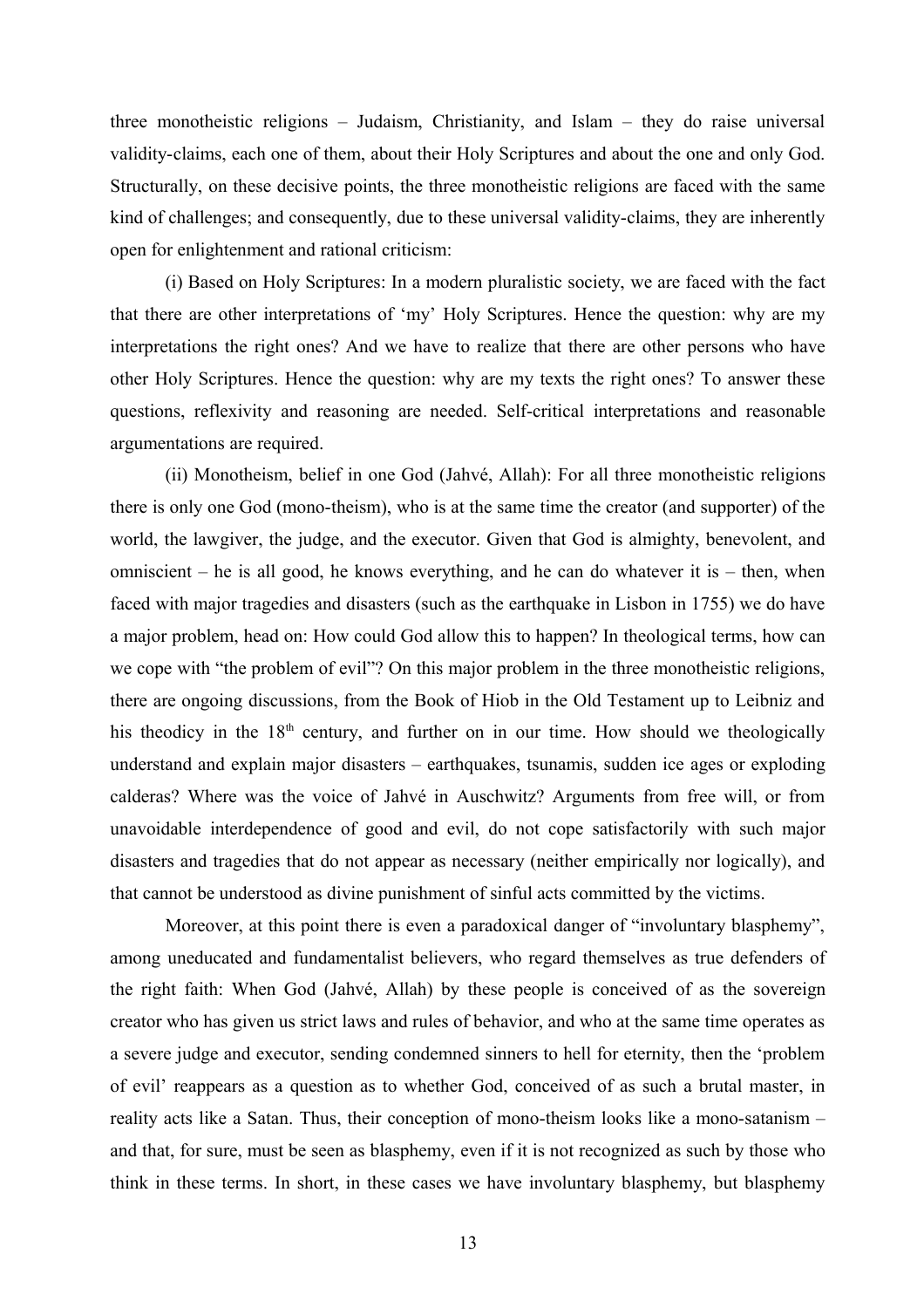three monotheistic religions – Judaism, Christianity, and Islam – they do raise universal validity-claims, each one of them, about their Holy Scriptures and about the one and only God. Structurally, on these decisive points, the three monotheistic religions are faced with the same kind of challenges; and consequently, due to these universal validity-claims, they are inherently open for enlightenment and rational criticism:

(i) Based on Holy Scriptures: In a modern pluralistic society, we are faced with the fact that there are other interpretations of 'my' Holy Scriptures. Hence the question: why are my interpretations the right ones? And we have to realize that there are other persons who have other Holy Scriptures. Hence the question: why are my texts the right ones? To answer these questions, reflexivity and reasoning are needed. Self-critical interpretations and reasonable argumentations are required.

(ii) Monotheism, belief in one God (Jahvé, Allah): For all three monotheistic religions there is only one God (mono-theism), who is at the same time the creator (and supporter) of the world, the lawgiver, the judge, and the executor. Given that God is almighty, benevolent, and omniscient – he is all good, he knows everything, and he can do whatever it is – then, when faced with major tragedies and disasters (such as the earthquake in Lisbon in 1755) we do have a major problem, head on: How could God allow this to happen? In theological terms, how can we cope with "the problem of evil"? On this major problem in the three monotheistic religions, there are ongoing discussions, from the Book of Hiob in the Old Testament up to Leibniz and his theodicy in the 18th century, and further on in our time. How should we theologically understand and explain major disasters – earthquakes, tsunamis, sudden ice ages or exploding calderas? Where was the voice of Jahvé in Auschwitz? Arguments from free will, or from unavoidable interdependence of good and evil, do not cope satisfactorily with such major disasters and tragedies that do not appear as necessary (neither empirically nor logically), and that cannot be understood as divine punishment of sinful acts committed by the victims.

Moreover, at this point there is even a paradoxical danger of "involuntary blasphemy", among uneducated and fundamentalist believers, who regard themselves as true defenders of the right faith: When God (Jahvé, Allah) by these people is conceived of as the sovereign creator who has given us strict laws and rules of behavior, and who at the same time operates as a severe judge and executor, sending condemned sinners to hell for eternity, then the 'problem of evil' reappears as a question as to whether God, conceived of as such a brutal master, in reality acts like a Satan. Thus, their conception of mono-theism looks like a mono-satanism – and that, for sure, must be seen as blasphemy, even if it is not recognized as such by those who think in these terms. In short, in these cases we have involuntary blasphemy, but blasphemy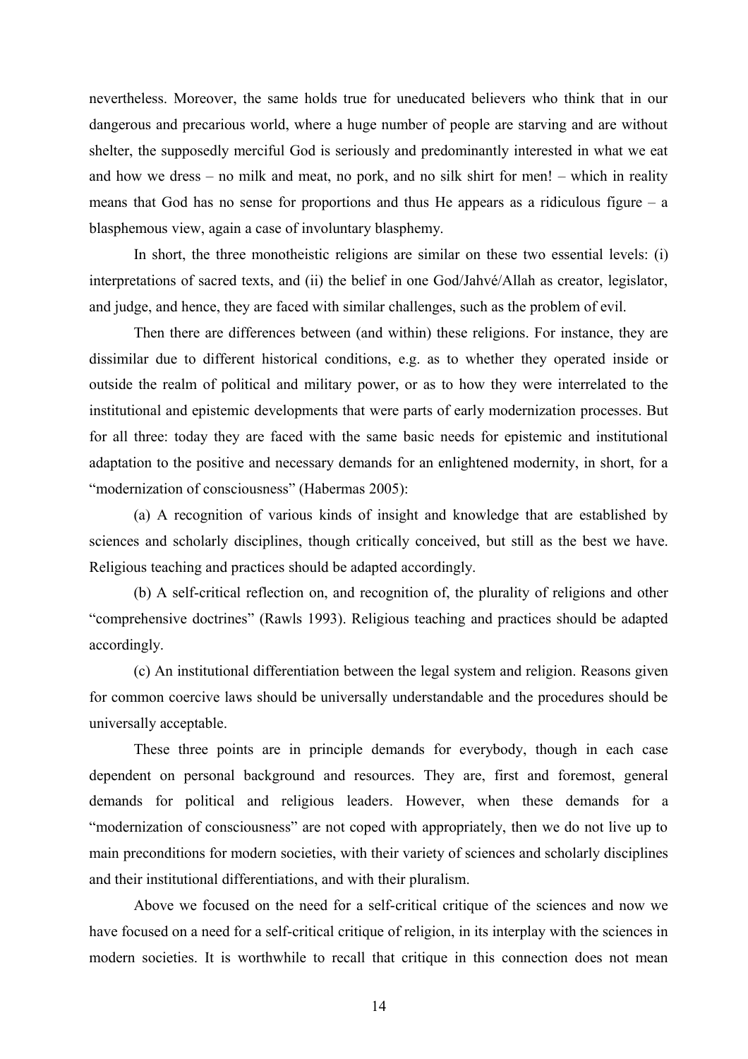nevertheless. Moreover, the same holds true for uneducated believers who think that in our dangerous and precarious world, where a huge number of people are starving and are without shelter, the supposedly merciful God is seriously and predominantly interested in what we eat and how we dress – no milk and meat, no pork, and no silk shirt for men! – which in reality means that God has no sense for proportions and thus He appears as a ridiculous figure – a blasphemous view, again a case of involuntary blasphemy.

In short, the three monotheistic religions are similar on these two essential levels: (i) interpretations of sacred texts, and (ii) the belief in one God/Jahvé/Allah as creator, legislator, and judge, and hence, they are faced with similar challenges, such as the problem of evil.

Then there are differences between (and within) these religions. For instance, they are dissimilar due to different historical conditions, e.g. as to whether they operated inside or outside the realm of political and military power, or as to how they were interrelated to the institutional and epistemic developments that were parts of early modernization processes. But for all three: today they are faced with the same basic needs for epistemic and institutional adaptation to the positive and necessary demands for an enlightened modernity, in short, for a "modernization of consciousness" (Habermas 2005):

(a) A recognition of various kinds of insight and knowledge that are established by sciences and scholarly disciplines, though critically conceived, but still as the best we have. Religious teaching and practices should be adapted accordingly.

(b) A self-critical reflection on, and recognition of, the plurality of religions and other "comprehensive doctrines" (Rawls 1993). Religious teaching and practices should be adapted accordingly.

(c) An institutional differentiation between the legal system and religion. Reasons given for common coercive laws should be universally understandable and the procedures should be universally acceptable.

These three points are in principle demands for everybody, though in each case dependent on personal background and resources. They are, first and foremost, general demands for political and religious leaders. However, when these demands for a "modernization of consciousness" are not coped with appropriately, then we do not live up to main preconditions for modern societies, with their variety of sciences and scholarly disciplines and their institutional differentiations, and with their pluralism.

Above we focused on the need for a self-critical critique of the sciences and now we have focused on a need for a self-critical critique of religion, in its interplay with the sciences in modern societies. It is worthwhile to recall that critique in this connection does not mean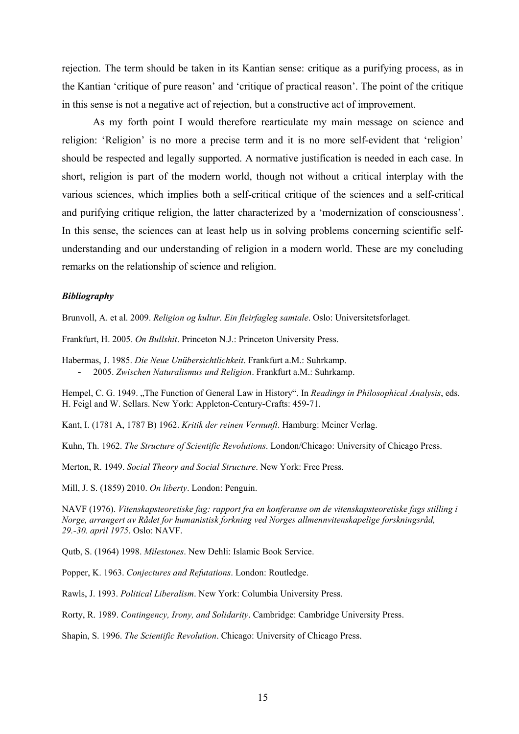rejection. The term should be taken in its Kantian sense: critique as a purifying process, as in the Kantian 'critique of pure reason' and 'critique of practical reason'. The point of the critique in this sense is not a negative act of rejection, but a constructive act of improvement.

As my forth point I would therefore rearticulate my main message on science and religion: 'Religion' is no more a precise term and it is no more self-evident that 'religion' should be respected and legally supported. A normative justification is needed in each case. In short, religion is part of the modern world, though not without a critical interplay with the various sciences, which implies both a self-critical critique of the sciences and a self-critical and purifying critique religion, the latter characterized by a 'modernization of consciousness'. In this sense, the sciences can at least help us in solving problems concerning scientific self-understanding and our understanding of religion in a modern world. These are my concluding remarks on the relationship of science and religion.

***Bibliography***

Brunvoll, A. et al. 2009. *Religion og kultur. Ein fleirfagleg samtale*. Oslo: Universitetsforlaget.

Frankfurt, H. 2005. *On Bullshit*. Princeton N.J.: Princeton University Press.

Habermas, J. 1985. *Die Neue Unübersichtlichkeit*. Frankfurt a.M.: Suhrkamp.
- 2005. *Zwischen Naturalismus und Religion*. Frankfurt a.M.: Suhrkamp.

Hempel, C. G. 1949. „The Function of General Law in History". In *Readings in Philosophical Analysis*, eds. H. Feigl and W. Sellars. New York: Appleton-Century-Crafts: 459-71.

Kant, I. (1781 A, 1787 B) 1962. *Kritik der reinen Vernunft*. Hamburg: Meiner Verlag.

Kuhn, Th. 1962. *The Structure of Scientific Revolutions*. London/Chicago: University of Chicago Press.

Merton, R. 1949. *Social Theory and Social Structure*. New York: Free Press.

Mill, J. S. (1859) 2010. *On liberty*. London: Penguin.

NAVF (1976). *Vitenskapsteoretiske fag: rapport fra en konferanse om de vitenskapsteoretiske fags stilling i Norge, arrangert av Rådet for humanistisk forkning ved Norges allmennvitenskapelige forskningsråd, 29.-30. april 1975*. Oslo: NAVF.

Qutb, S. (1964) 1998. *Milestones*. New Dehli: Islamic Book Service.

Popper, K. 1963. *Conjectures and Refutations*. London: Routledge.

Rawls, J. 1993. *Political Liberalism*. New York: Columbia University Press.

Rorty, R. 1989. *Contingency, Irony, and Solidarity*. Cambridge: Cambridge University Press.

Shapin, S. 1996. *The Scientific Revolution*. Chicago: University of Chicago Press.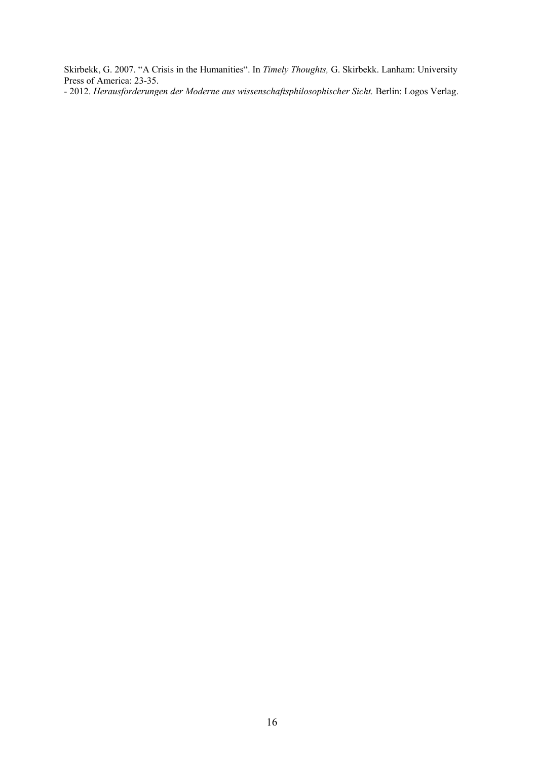Skirbekk, G. 2007. “A Crisis in the Humanities“. In *Timely Thoughts,* G. Skirbekk. Lanham: University Press of America: 23-35.

- 2012. *Herausforderungen der Moderne aus wissenschaftsphilosophischer Sicht.* Berlin: Logos Verlag.